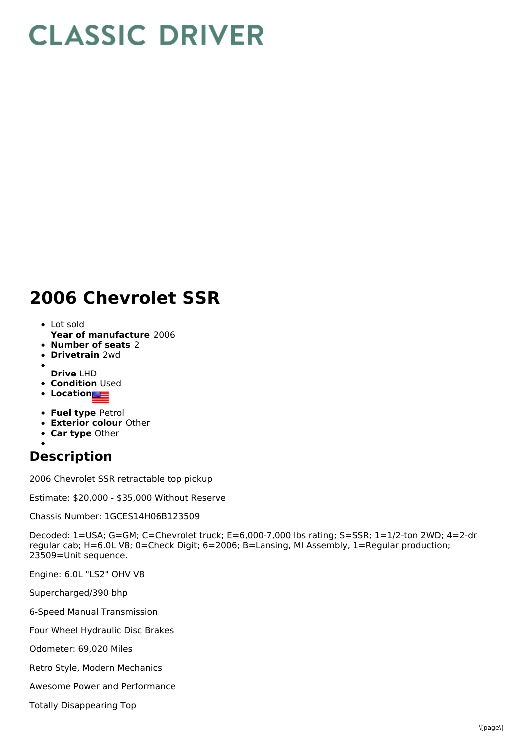# CLASSIC DRIVER

# 2006 Chevrolet SSR

- Lot sold
  **Year of manufacture** 2006
- **Number of seats** 2
- **Drivetrain** 2wd
- 
  **Drive** LHD
- **Condition** Used
- **Location**
- **Fuel type** Petrol
- **Exterior colour** Other
- **Car type** Other
- 

## Description

2006 Chevrolet SSR retractable top pickup

Estimate: $20,000 - $35,000 Without Reserve

Chassis Number: 1GCES14H06B123509

Decoded: 1=USA; G=GM; C=Chevrolet truck; E=6,000-7,000 lbs rating; S=SSR; 1=1/2-ton 2WD; 4=2-dr regular cab; H=6.0L V8; 0=Check Digit; 6=2006; B=Lansing, MI Assembly, 1=Regular production; 23509=Unit sequence.

Engine: 6.0L "LS2" OHV V8

Supercharged/390 bhp

6-Speed Manual Transmission

Four Wheel Hydraulic Disc Brakes

Odometer: 69,020 Miles

Retro Style, Modern Mechanics

Awesome Power and Performance

Totally Disappearing Top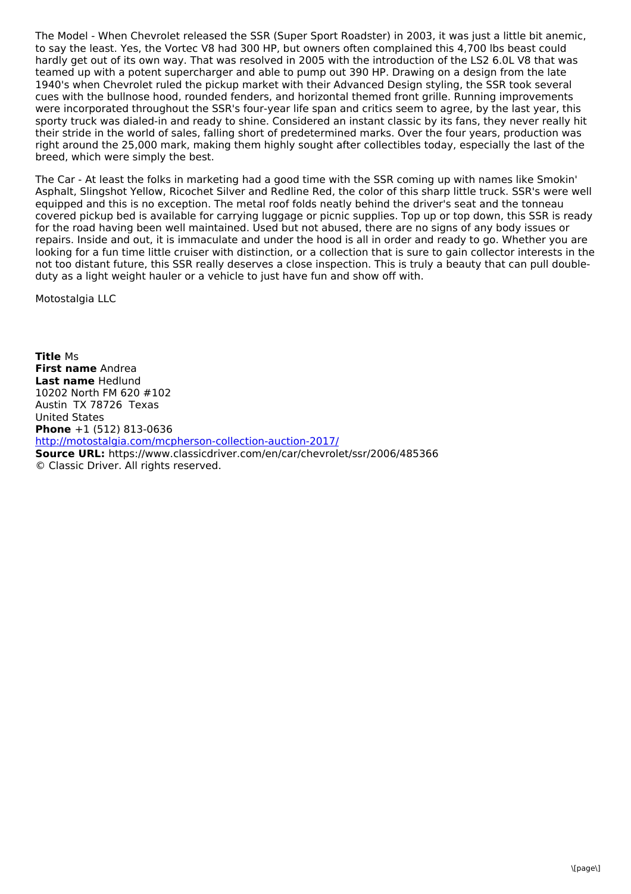The Model - When Chevrolet released the SSR (Super Sport Roadster) in 2003, it was just a little bit anemic, to say the least. Yes, the Vortec V8 had 300 HP, but owners often complained this 4,700 lbs beast could hardly get out of its own way. That was resolved in 2005 with the introduction of the LS2 6.0L V8 that was teamed up with a potent supercharger and able to pump out 390 HP. Drawing on a design from the late 1940's when Chevrolet ruled the pickup market with their Advanced Design styling, the SSR took several cues with the bullnose hood, rounded fenders, and horizontal themed front grille. Running improvements were incorporated throughout the SSR's four-year life span and critics seem to agree, by the last year, this sporty truck was dialed-in and ready to shine. Considered an instant classic by its fans, they never really hit their stride in the world of sales, falling short of predetermined marks. Over the four years, production was right around the 25,000 mark, making them highly sought after collectibles today, especially the last of the breed, which were simply the best.

The Car - At least the folks in marketing had a good time with the SSR coming up with names like Smokin' Asphalt, Slingshot Yellow, Ricochet Silver and Redline Red, the color of this sharp little truck. SSR's were well equipped and this is no exception. The metal roof folds neatly behind the driver's seat and the tonneau covered pickup bed is available for carrying luggage or picnic supplies. Top up or top down, this SSR is ready for the road having been well maintained. Used but not abused, there are no signs of any body issues or repairs. Inside and out, it is immaculate and under the hood is all in order and ready to go. Whether you are looking for a fun time little cruiser with distinction, or a collection that is sure to gain collector interests in the not too distant future, this SSR really deserves a close inspection. This is truly a beauty that can pull double-duty as a light weight hauler or a vehicle to just have fun and show off with.

Motostalgia LLC

**Title** Ms
**First name** Andrea
**Last name** Hedlund
10202 North FM 620 #102
Austin TX 78726 Texas
United States
**Phone** +1 (512) 813-0636
http://motostalgia.com/mcpherson-collection-auction-2017/
**Source URL:** https://www.classicdriver.com/en/car/chevrolet/ssr/2006/485366
© Classic Driver. All rights reserved.